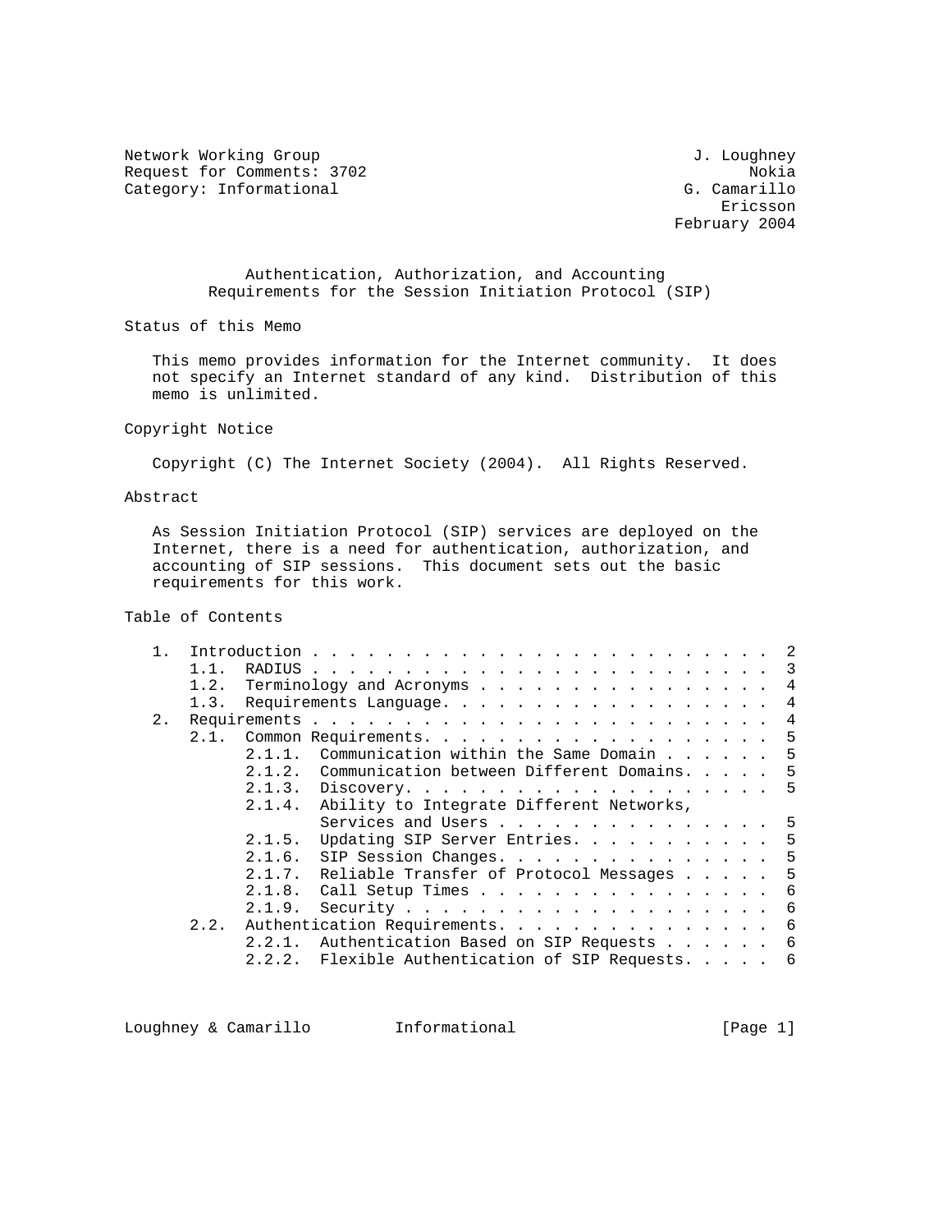Network Working Group — J. Loughney
Request for Comments: 3702 — Nokia
Category: Informational — G. Camarillo
Ericsson
February 2004

# Authentication, Authorization, and Accounting Requirements for the Session Initiation Protocol (SIP)

## Status of this Memo

This memo provides information for the Internet community. It does not specify an Internet standard of any kind. Distribution of this memo is unlimited.

## Copyright Notice

Copyright (C) The Internet Society (2004). All Rights Reserved.

## Abstract

As Session Initiation Protocol (SIP) services are deployed on the Internet, there is a need for authentication, authorization, and accounting of SIP sessions. This document sets out the basic requirements for this work.

## Table of Contents

```
1.  Introduction . . . . . . . . . . . . . . . . . . . . . . . . .  2
    1.1.  RADIUS . . . . . . . . . . . . . . . . . . . . . . . . .  3
    1.2.  Terminology and Acronyms . . . . . . . . . . . . . . . .  4
    1.3.  Requirements Language. . . . . . . . . . . . . . . . . .  4
2.  Requirements . . . . . . . . . . . . . . . . . . . . . . . . .  4
    2.1.  Common Requirements. . . . . . . . . . . . . . . . . . .  5
          2.1.1.  Communication within the Same Domain . . . . . .  5
          2.1.2.  Communication between Different Domains. . . . .  5
          2.1.3.  Discovery. . . . . . . . . . . . . . . . . . . .  5
          2.1.4.  Ability to Integrate Different Networks,
                  Services and Users . . . . . . . . . . . . . . .  5
          2.1.5.  Updating SIP Server Entries. . . . . . . . . . .  5
          2.1.6.  SIP Session Changes. . . . . . . . . . . . . . .  5
          2.1.7.  Reliable Transfer of Protocol Messages . . . . .  5
          2.1.8.  Call Setup Times . . . . . . . . . . . . . . . .  6
          2.1.9.  Security . . . . . . . . . . . . . . . . . . . .  6
    2.2.  Authentication Requirements. . . . . . . . . . . . . . .  6
          2.2.1.  Authentication Based on SIP Requests . . . . . .  6
          2.2.2.  Flexible Authentication of SIP Requests. . . . .  6
```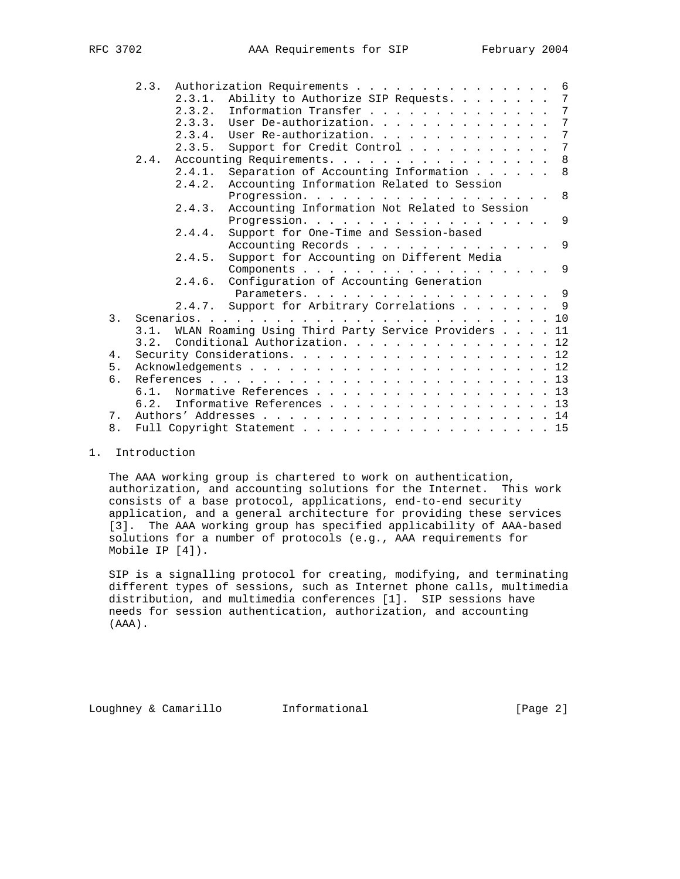2.3. Authorization Requirements . . . . . . . . . . . . . . . . 6
      2.3.1. Ability to Authorize SIP Requests. . . . . . . . 7
      2.3.2. Information Transfer . . . . . . . . . . . . . . 7
      2.3.3. User De-authorization. . . . . . . . . . . . . . 7
      2.3.4. User Re-authorization. . . . . . . . . . . . . . 7
      2.3.5. Support for Credit Control . . . . . . . . . . . 7
   2.4. Accounting Requirements. . . . . . . . . . . . . . . . . 8
      2.4.1. Separation of Accounting Information . . . . . . 8
      2.4.2. Accounting Information Related to Session Progression. . . . . . . . . . . . . . . . . . . 8
      2.4.3. Accounting Information Not Related to Session Progression. . . . . . . . . . . . . . . . . . . 9
      2.4.4. Support for One-Time and Session-based Accounting Records . . . . . . . . . . . . . . . 9
      2.4.5. Support for Accounting on Different Media Components . . . . . . . . . . . . . . . . . . . 9
      2.4.6. Configuration of Accounting Generation Parameters. . . . . . . . . . . . . . . . . . . 9
      2.4.7. Support for Arbitrary Correlations . . . . . . . 9
3. Scenarios. . . . . . . . . . . . . . . . . . . . . . . . . . . 10
   3.1. WLAN Roaming Using Third Party Service Providers . . . . 11
   3.2. Conditional Authorization. . . . . . . . . . . . . . . . 12
4. Security Considerations. . . . . . . . . . . . . . . . . . . . 12
5. Acknowledgements . . . . . . . . . . . . . . . . . . . . . . . 12
6. References . . . . . . . . . . . . . . . . . . . . . . . . . . 13
   6.1. Normative References . . . . . . . . . . . . . . . . . . 13
   6.2. Informative References . . . . . . . . . . . . . . . . . 13
7. Authors' Addresses . . . . . . . . . . . . . . . . . . . . . . 14
8. Full Copyright Statement . . . . . . . . . . . . . . . . . . . 15

## 1. Introduction

The AAA working group is chartered to work on authentication, authorization, and accounting solutions for the Internet. This work consists of a base protocol, applications, end-to-end security application, and a general architecture for providing these services [3]. The AAA working group has specified applicability of AAA-based solutions for a number of protocols (e.g., AAA requirements for Mobile IP [4]).

SIP is a signalling protocol for creating, modifying, and terminating different types of sessions, such as Internet phone calls, multimedia distribution, and multimedia conferences [1]. SIP sessions have needs for session authentication, authorization, and accounting (AAA).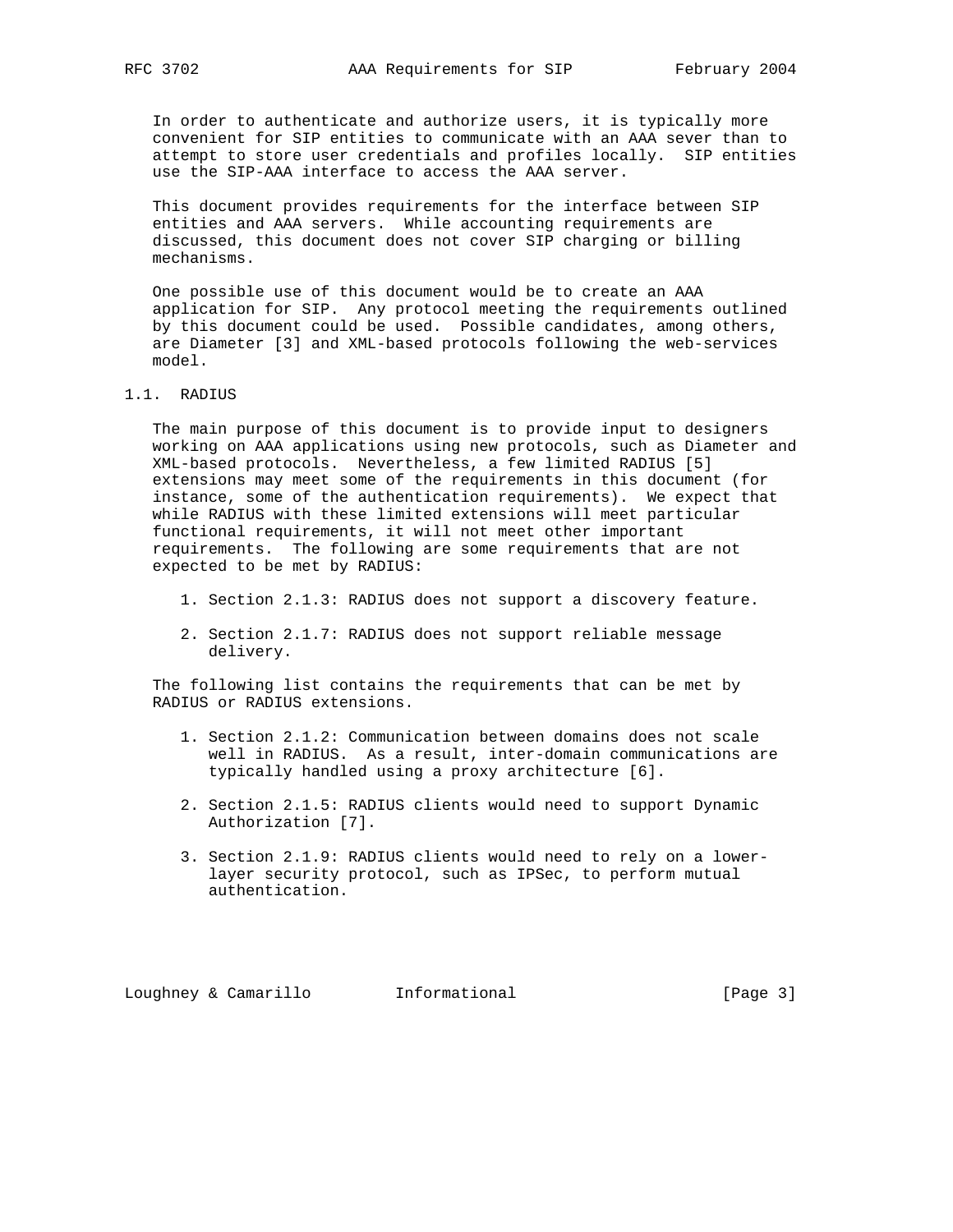In order to authenticate and authorize users, it is typically more convenient for SIP entities to communicate with an AAA sever than to attempt to store user credentials and profiles locally. SIP entities use the SIP-AAA interface to access the AAA server.

This document provides requirements for the interface between SIP entities and AAA servers. While accounting requirements are discussed, this document does not cover SIP charging or billing mechanisms.

One possible use of this document would be to create an AAA application for SIP. Any protocol meeting the requirements outlined by this document could be used. Possible candidates, among others, are Diameter [3] and XML-based protocols following the web-services model.

## 1.1. RADIUS

The main purpose of this document is to provide input to designers working on AAA applications using new protocols, such as Diameter and XML-based protocols. Nevertheless, a few limited RADIUS [5] extensions may meet some of the requirements in this document (for instance, some of the authentication requirements). We expect that while RADIUS with these limited extensions will meet particular functional requirements, it will not meet other important requirements. The following are some requirements that are not expected to be met by RADIUS:

1. Section 2.1.3: RADIUS does not support a discovery feature.
2. Section 2.1.7: RADIUS does not support reliable message delivery.

The following list contains the requirements that can be met by RADIUS or RADIUS extensions.

1. Section 2.1.2: Communication between domains does not scale well in RADIUS. As a result, inter-domain communications are typically handled using a proxy architecture [6].
2. Section 2.1.5: RADIUS clients would need to support Dynamic Authorization [7].
3. Section 2.1.9: RADIUS clients would need to rely on a lower-layer security protocol, such as IPSec, to perform mutual authentication.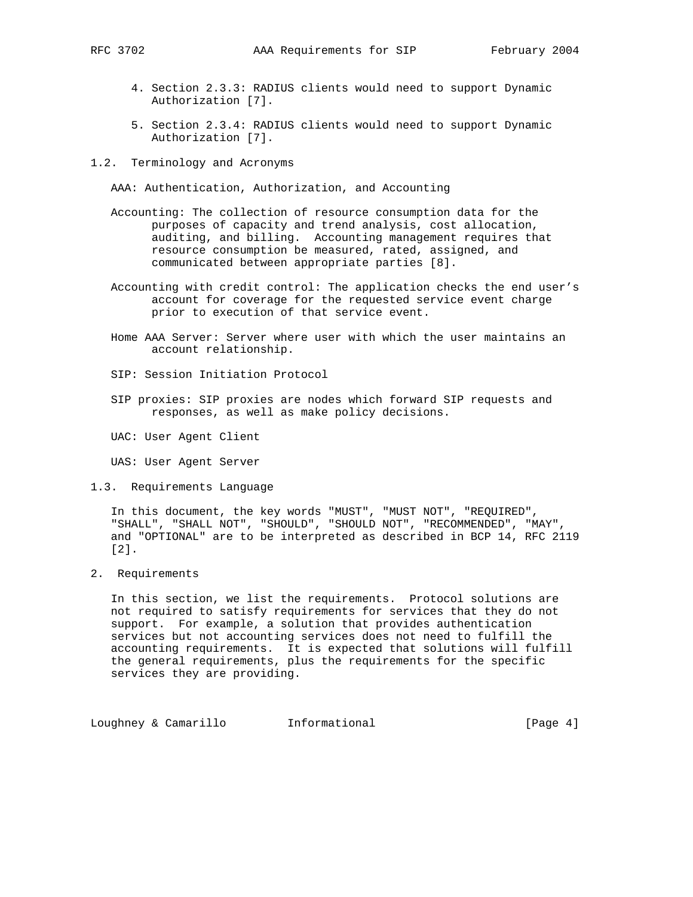4. Section 2.3.3: RADIUS clients would need to support Dynamic Authorization [7].

5. Section 2.3.4: RADIUS clients would need to support Dynamic Authorization [7].

## 1.2. Terminology and Acronyms

AAA: Authentication, Authorization, and Accounting

Accounting: The collection of resource consumption data for the purposes of capacity and trend analysis, cost allocation, auditing, and billing. Accounting management requires that resource consumption be measured, rated, assigned, and communicated between appropriate parties [8].

Accounting with credit control: The application checks the end user's account for coverage for the requested service event charge prior to execution of that service event.

Home AAA Server: Server where user with which the user maintains an account relationship.

SIP: Session Initiation Protocol

SIP proxies: SIP proxies are nodes which forward SIP requests and responses, as well as make policy decisions.

UAC: User Agent Client

UAS: User Agent Server

## 1.3. Requirements Language

In this document, the key words "MUST", "MUST NOT", "REQUIRED", "SHALL", "SHALL NOT", "SHOULD", "SHOULD NOT", "RECOMMENDED", "MAY", and "OPTIONAL" are to be interpreted as described in BCP 14, RFC 2119 [2].

# 2. Requirements

In this section, we list the requirements. Protocol solutions are not required to satisfy requirements for services that they do not support. For example, a solution that provides authentication services but not accounting services does not need to fulfill the accounting requirements. It is expected that solutions will fulfill the general requirements, plus the requirements for the specific services they are providing.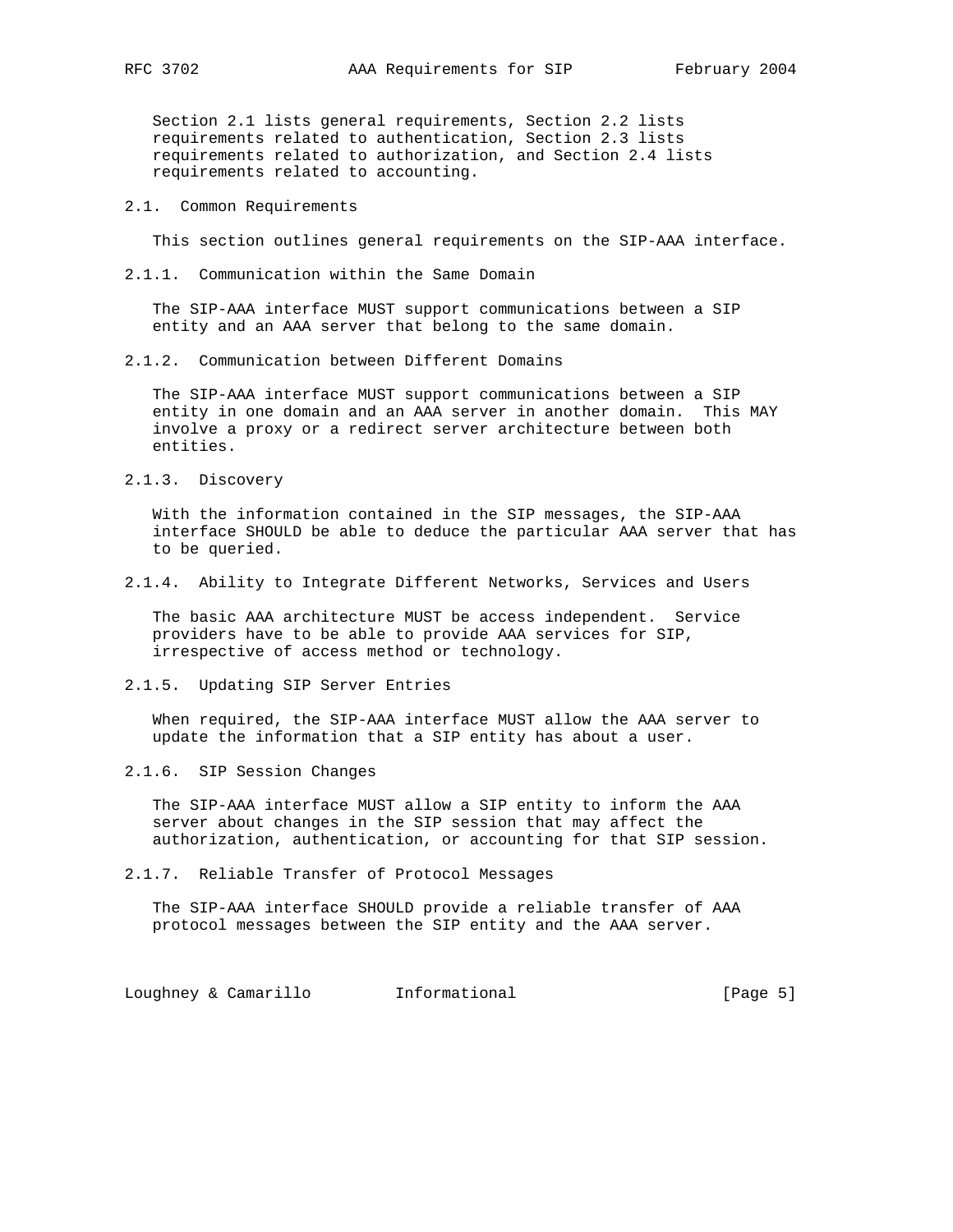Section 2.1 lists general requirements, Section 2.2 lists requirements related to authentication, Section 2.3 lists requirements related to authorization, and Section 2.4 lists requirements related to accounting.

## 2.1. Common Requirements

This section outlines general requirements on the SIP-AAA interface.

### 2.1.1. Communication within the Same Domain

The SIP-AAA interface MUST support communications between a SIP entity and an AAA server that belong to the same domain.

### 2.1.2. Communication between Different Domains

The SIP-AAA interface MUST support communications between a SIP entity in one domain and an AAA server in another domain. This MAY involve a proxy or a redirect server architecture between both entities.

### 2.1.3. Discovery

With the information contained in the SIP messages, the SIP-AAA interface SHOULD be able to deduce the particular AAA server that has to be queried.

### 2.1.4. Ability to Integrate Different Networks, Services and Users

The basic AAA architecture MUST be access independent. Service providers have to be able to provide AAA services for SIP, irrespective of access method or technology.

### 2.1.5. Updating SIP Server Entries

When required, the SIP-AAA interface MUST allow the AAA server to update the information that a SIP entity has about a user.

### 2.1.6. SIP Session Changes

The SIP-AAA interface MUST allow a SIP entity to inform the AAA server about changes in the SIP session that may affect the authorization, authentication, or accounting for that SIP session.

### 2.1.7. Reliable Transfer of Protocol Messages

The SIP-AAA interface SHOULD provide a reliable transfer of AAA protocol messages between the SIP entity and the AAA server.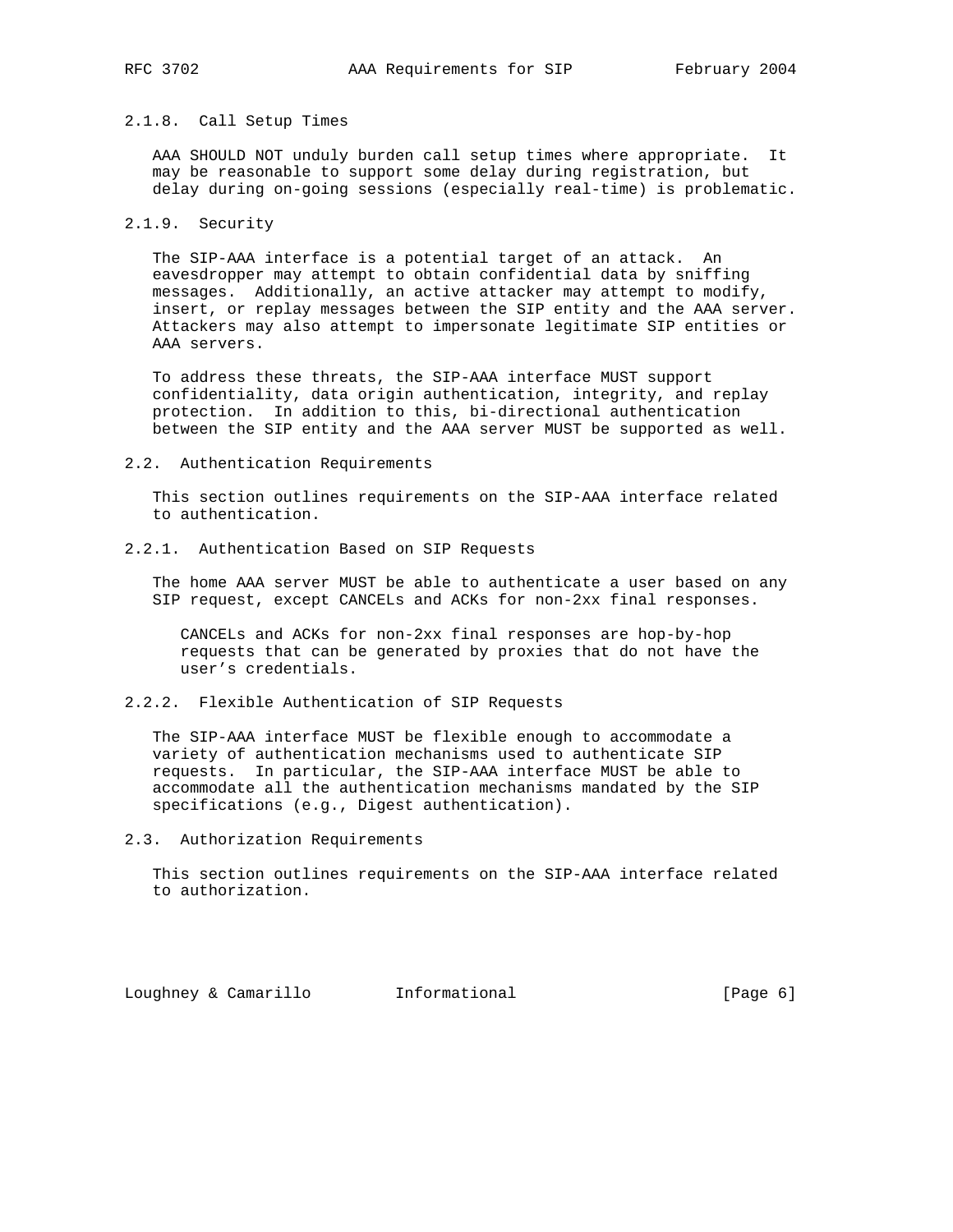#### 2.1.8. Call Setup Times

AAA SHOULD NOT unduly burden call setup times where appropriate. It may be reasonable to support some delay during registration, but delay during on-going sessions (especially real-time) is problematic.

#### 2.1.9. Security

The SIP-AAA interface is a potential target of an attack. An eavesdropper may attempt to obtain confidential data by sniffing messages. Additionally, an active attacker may attempt to modify, insert, or replay messages between the SIP entity and the AAA server. Attackers may also attempt to impersonate legitimate SIP entities or AAA servers.

To address these threats, the SIP-AAA interface MUST support confidentiality, data origin authentication, integrity, and replay protection. In addition to this, bi-directional authentication between the SIP entity and the AAA server MUST be supported as well.

### 2.2. Authentication Requirements

This section outlines requirements on the SIP-AAA interface related to authentication.

#### 2.2.1. Authentication Based on SIP Requests

The home AAA server MUST be able to authenticate a user based on any SIP request, except CANCELs and ACKs for non-2xx final responses.

> CANCELs and ACKs for non-2xx final responses are hop-by-hop requests that can be generated by proxies that do not have the user's credentials.

#### 2.2.2. Flexible Authentication of SIP Requests

The SIP-AAA interface MUST be flexible enough to accommodate a variety of authentication mechanisms used to authenticate SIP requests. In particular, the SIP-AAA interface MUST be able to accommodate all the authentication mechanisms mandated by the SIP specifications (e.g., Digest authentication).

### 2.3. Authorization Requirements

This section outlines requirements on the SIP-AAA interface related to authorization.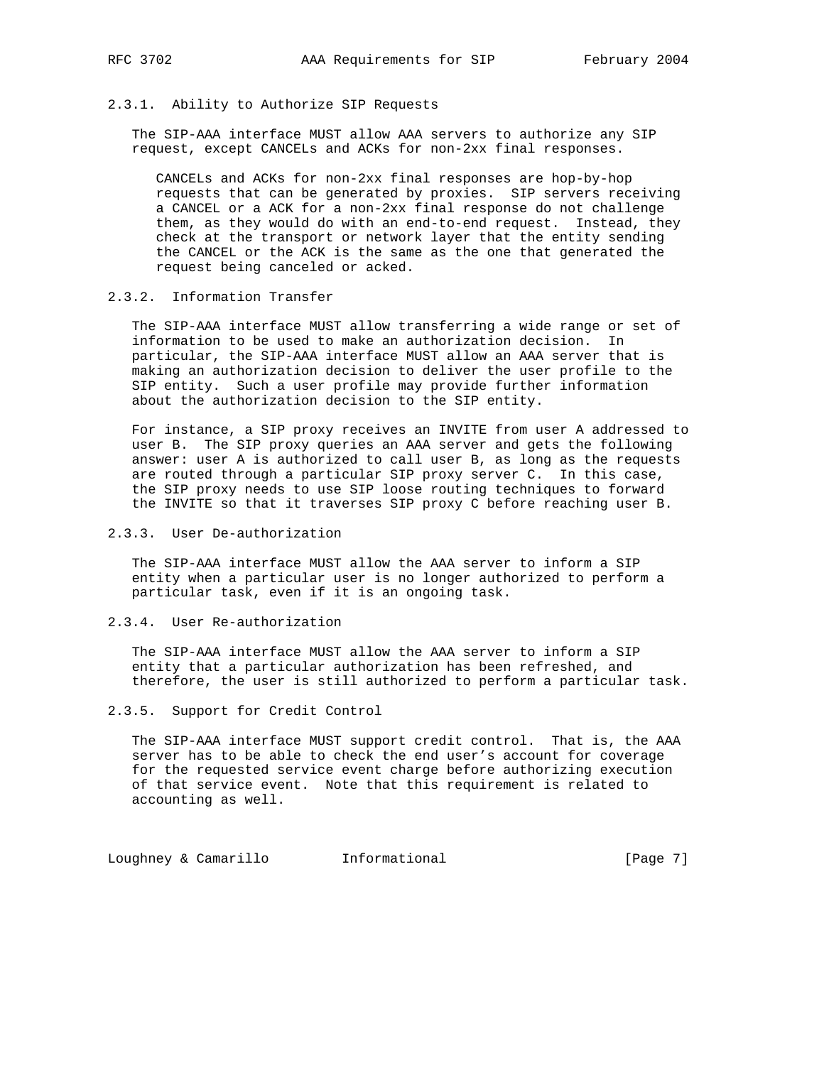### 2.3.1. Ability to Authorize SIP Requests

The SIP-AAA interface MUST allow AAA servers to authorize any SIP request, except CANCELs and ACKs for non-2xx final responses.

> CANCELs and ACKs for non-2xx final responses are hop-by-hop requests that can be generated by proxies. SIP servers receiving a CANCEL or a ACK for a non-2xx final response do not challenge them, as they would do with an end-to-end request. Instead, they check at the transport or network layer that the entity sending the CANCEL or the ACK is the same as the one that generated the request being canceled or acked.

### 2.3.2. Information Transfer

The SIP-AAA interface MUST allow transferring a wide range or set of information to be used to make an authorization decision. In particular, the SIP-AAA interface MUST allow an AAA server that is making an authorization decision to deliver the user profile to the SIP entity. Such a user profile may provide further information about the authorization decision to the SIP entity.

For instance, a SIP proxy receives an INVITE from user A addressed to user B. The SIP proxy queries an AAA server and gets the following answer: user A is authorized to call user B, as long as the requests are routed through a particular SIP proxy server C. In this case, the SIP proxy needs to use SIP loose routing techniques to forward the INVITE so that it traverses SIP proxy C before reaching user B.

### 2.3.3. User De-authorization

The SIP-AAA interface MUST allow the AAA server to inform a SIP entity when a particular user is no longer authorized to perform a particular task, even if it is an ongoing task.

### 2.3.4. User Re-authorization

The SIP-AAA interface MUST allow the AAA server to inform a SIP entity that a particular authorization has been refreshed, and therefore, the user is still authorized to perform a particular task.

### 2.3.5. Support for Credit Control

The SIP-AAA interface MUST support credit control. That is, the AAA server has to be able to check the end user's account for coverage for the requested service event charge before authorizing execution of that service event. Note that this requirement is related to accounting as well.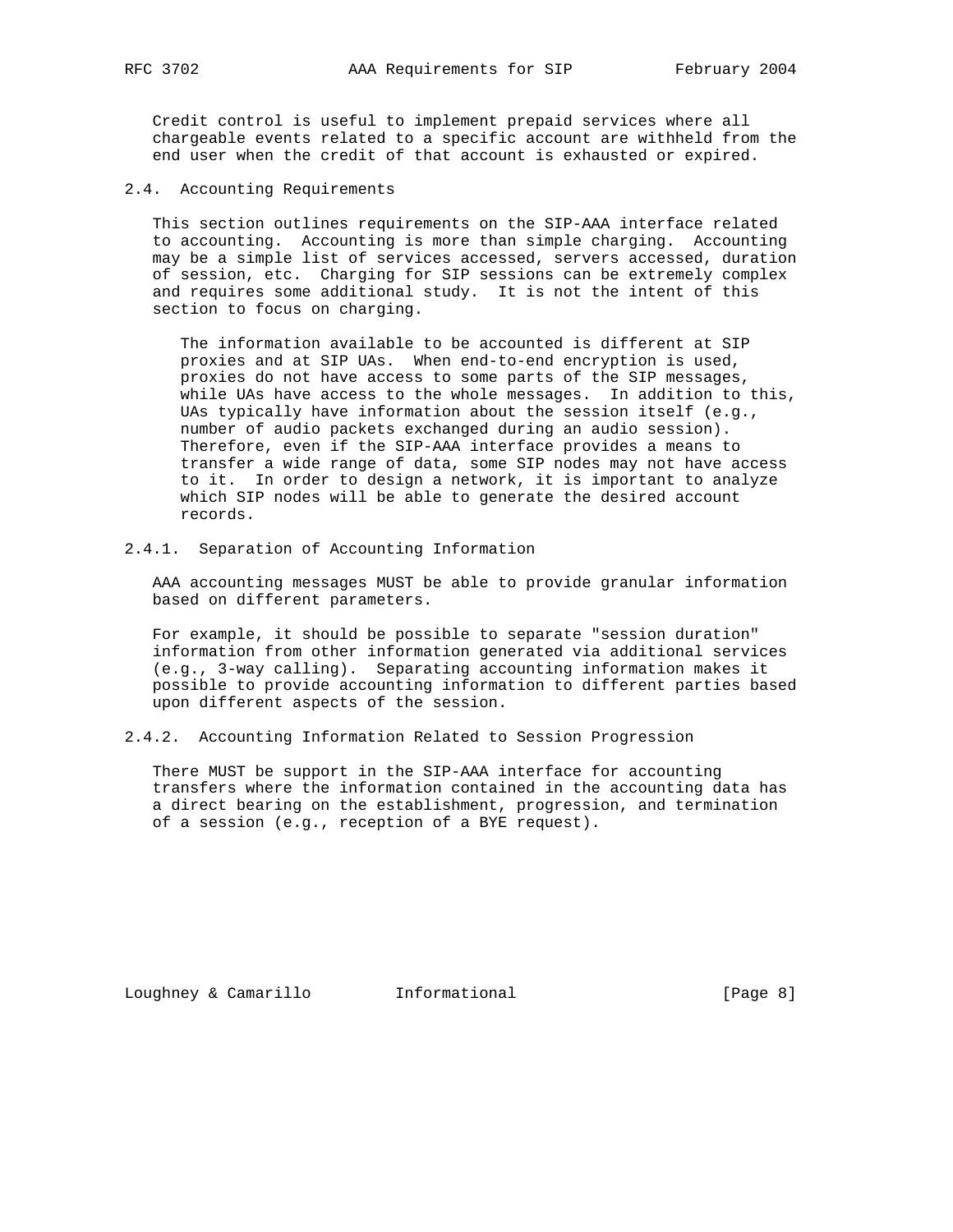Credit control is useful to implement prepaid services where all chargeable events related to a specific account are withheld from the end user when the credit of that account is exhausted or expired.

## 2.4. Accounting Requirements

This section outlines requirements on the SIP-AAA interface related to accounting. Accounting is more than simple charging. Accounting may be a simple list of services accessed, servers accessed, duration of session, etc. Charging for SIP sessions can be extremely complex and requires some additional study. It is not the intent of this section to focus on charging.

> The information available to be accounted is different at SIP proxies and at SIP UAs. When end-to-end encryption is used, proxies do not have access to some parts of the SIP messages, while UAs have access to the whole messages. In addition to this, UAs typically have information about the session itself (e.g., number of audio packets exchanged during an audio session). Therefore, even if the SIP-AAA interface provides a means to transfer a wide range of data, some SIP nodes may not have access to it. In order to design a network, it is important to analyze which SIP nodes will be able to generate the desired account records.

### 2.4.1. Separation of Accounting Information

AAA accounting messages MUST be able to provide granular information based on different parameters.

For example, it should be possible to separate "session duration" information from other information generated via additional services (e.g., 3-way calling). Separating accounting information makes it possible to provide accounting information to different parties based upon different aspects of the session.

### 2.4.2. Accounting Information Related to Session Progression

There MUST be support in the SIP-AAA interface for accounting transfers where the information contained in the accounting data has a direct bearing on the establishment, progression, and termination of a session (e.g., reception of a BYE request).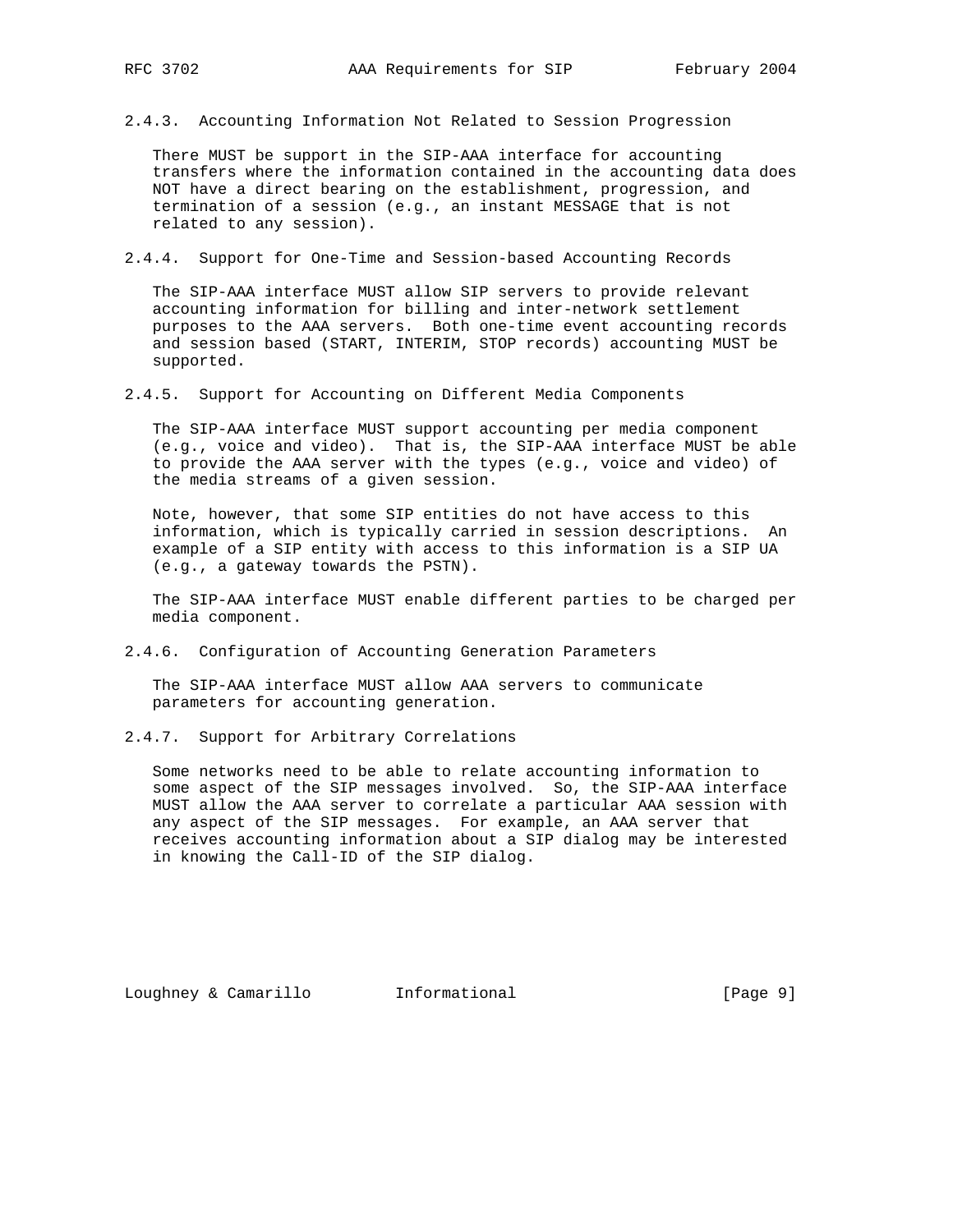#### 2.4.3. Accounting Information Not Related to Session Progression

There MUST be support in the SIP-AAA interface for accounting transfers where the information contained in the accounting data does NOT have a direct bearing on the establishment, progression, and termination of a session (e.g., an instant MESSAGE that is not related to any session).

#### 2.4.4. Support for One-Time and Session-based Accounting Records

The SIP-AAA interface MUST allow SIP servers to provide relevant accounting information for billing and inter-network settlement purposes to the AAA servers. Both one-time event accounting records and session based (START, INTERIM, STOP records) accounting MUST be supported.

#### 2.4.5. Support for Accounting on Different Media Components

The SIP-AAA interface MUST support accounting per media component (e.g., voice and video). That is, the SIP-AAA interface MUST be able to provide the AAA server with the types (e.g., voice and video) of the media streams of a given session.

Note, however, that some SIP entities do not have access to this information, which is typically carried in session descriptions. An example of a SIP entity with access to this information is a SIP UA (e.g., a gateway towards the PSTN).

The SIP-AAA interface MUST enable different parties to be charged per media component.

#### 2.4.6. Configuration of Accounting Generation Parameters

The SIP-AAA interface MUST allow AAA servers to communicate parameters for accounting generation.

#### 2.4.7. Support for Arbitrary Correlations

Some networks need to be able to relate accounting information to some aspect of the SIP messages involved. So, the SIP-AAA interface MUST allow the AAA server to correlate a particular AAA session with any aspect of the SIP messages. For example, an AAA server that receives accounting information about a SIP dialog may be interested in knowing the Call-ID of the SIP dialog.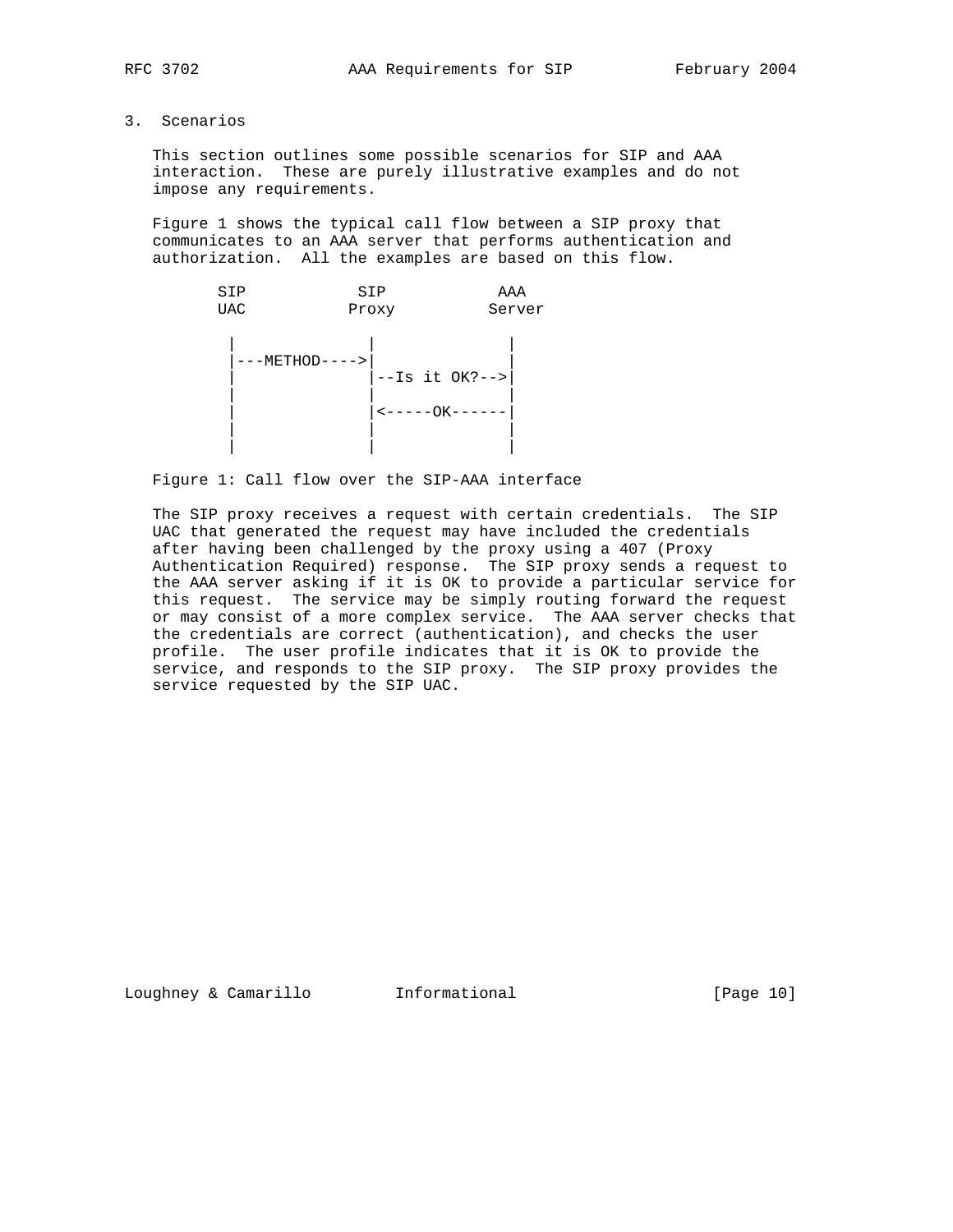## 3. Scenarios

This section outlines some possible scenarios for SIP and AAA interaction. These are purely illustrative examples and do not impose any requirements.

Figure 1 shows the typical call flow between a SIP proxy that communicates to an AAA server that performs authentication and authorization. All the examples are based on this flow.

```
       SIP            SIP            AAA
       UAC           Proxy          Server

        |              |              |
        |---METHOD---->|              |
        |              |--Is it OK?-->|
        |              |              |
        |              |<-----OK------|
        |              |              |
        |              |              |
```

Figure 1: Call flow over the SIP-AAA interface

The SIP proxy receives a request with certain credentials. The SIP UAC that generated the request may have included the credentials after having been challenged by the proxy using a 407 (Proxy Authentication Required) response. The SIP proxy sends a request to the AAA server asking if it is OK to provide a particular service for this request. The service may be simply routing forward the request or may consist of a more complex service. The AAA server checks that the credentials are correct (authentication), and checks the user profile. The user profile indicates that it is OK to provide the service, and responds to the SIP proxy. The SIP proxy provides the service requested by the SIP UAC.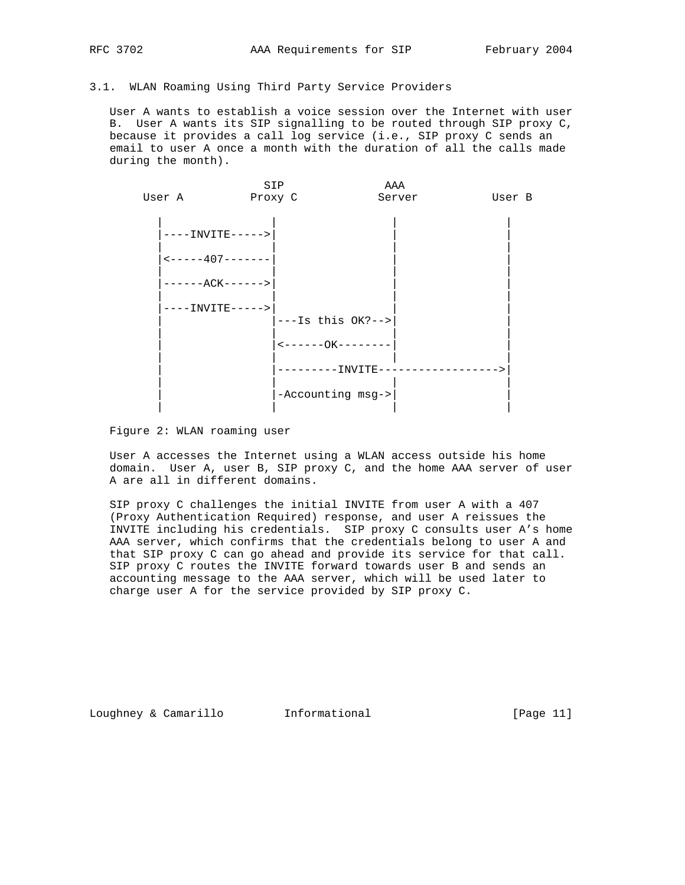### 3.1. WLAN Roaming Using Third Party Service Providers

User A wants to establish a voice session over the Internet with user B. User A wants its SIP signalling to be routed through SIP proxy C, because it provides a call log service (i.e., SIP proxy C sends an email to user A once a month with the duration of all the calls made during the month).

```
                     SIP              AAA
     User A         Proxy C          Server          User B

       |               |                |               |
       |----INVITE---->|                |               |
       |               |                |               |
       |<-----407------|                |               |
       |               |                |               |
       |------ACK----->|                |               |
       |               |                |               |
       |----INVITE---->|                |               |
       |               |---Is this OK?->|               |
       |               |                |               |
       |               |<------OK-------|               |
       |               |                |               |
       |               |---------INVITE---------------->|
       |               |                |               |
       |               |-Accounting msg->|              |
       |               |                |               |
```

Figure 2: WLAN roaming user

User A accesses the Internet using a WLAN access outside his home domain. User A, user B, SIP proxy C, and the home AAA server of user A are all in different domains.

SIP proxy C challenges the initial INVITE from user A with a 407 (Proxy Authentication Required) response, and user A reissues the INVITE including his credentials. SIP proxy C consults user A's home AAA server, which confirms that the credentials belong to user A and that SIP proxy C can go ahead and provide its service for that call. SIP proxy C routes the INVITE forward towards user B and sends an accounting message to the AAA server, which will be used later to charge user A for the service provided by SIP proxy C.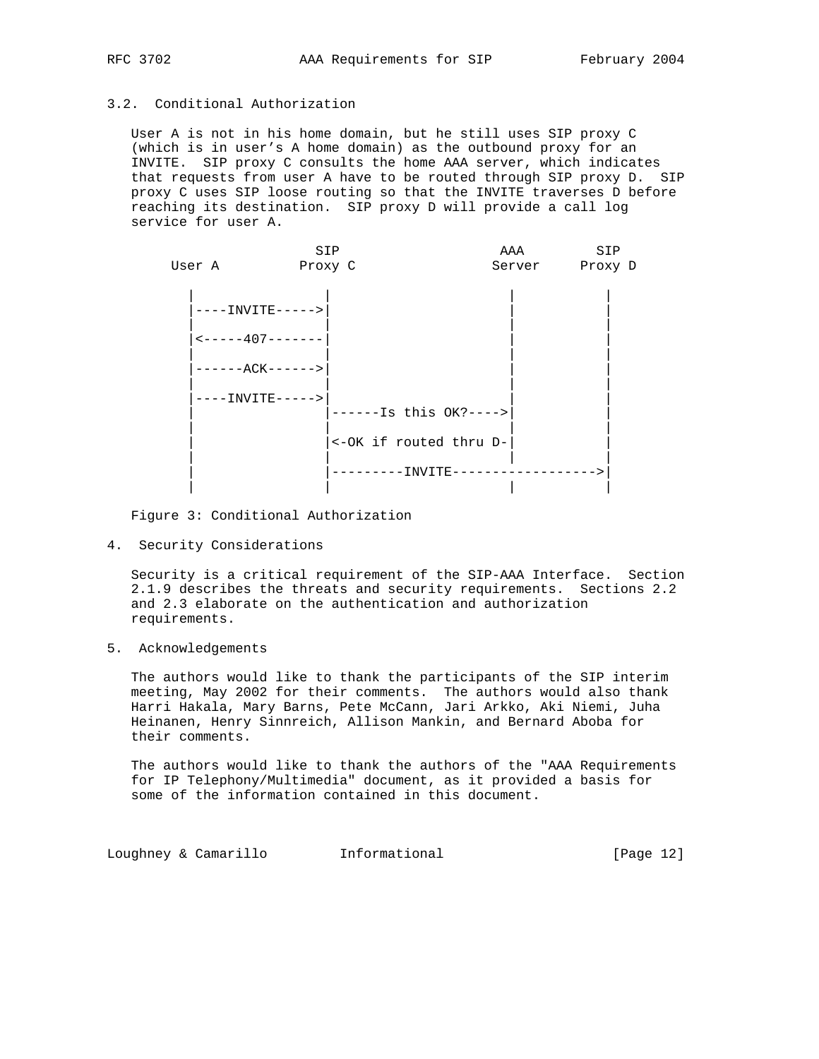### 3.2. Conditional Authorization

User A is not in his home domain, but he still uses SIP proxy C (which is in user's A home domain) as the outbound proxy for an INVITE. SIP proxy C consults the home AAA server, which indicates that requests from user A have to be routed through SIP proxy D. SIP proxy C uses SIP loose routing so that the INVITE traverses D before reaching its destination. SIP proxy D will provide a call log service for user A.

```
                    SIP                    AAA        SIP
     User A        Proxy C                Server     Proxy D

       |               |                    |           |
       |----INVITE----->|                    |           |
       |               |                    |           |
       |<-----407-------|                    |           |
       |               |                    |           |
       |------ACK------>|                    |           |
       |               |                    |           |
       |----INVITE----->|                    |           |
       |               |------Is this OK?---->|           |
       |               |                    |           |
       |               |<-OK if routed thru D-|           |
       |               |                    |           |
       |               |---------INVITE------------------>|
       |               |                    |           |
```

Figure 3: Conditional Authorization

## 4. Security Considerations

Security is a critical requirement of the SIP-AAA Interface. Section 2.1.9 describes the threats and security requirements. Sections 2.2 and 2.3 elaborate on the authentication and authorization requirements.

## 5. Acknowledgements

The authors would like to thank the participants of the SIP interim meeting, May 2002 for their comments. The authors would also thank Harri Hakala, Mary Barns, Pete McCann, Jari Arkko, Aki Niemi, Juha Heinanen, Henry Sinnreich, Allison Mankin, and Bernard Aboba for their comments.

The authors would like to thank the authors of the "AAA Requirements for IP Telephony/Multimedia" document, as it provided a basis for some of the information contained in this document.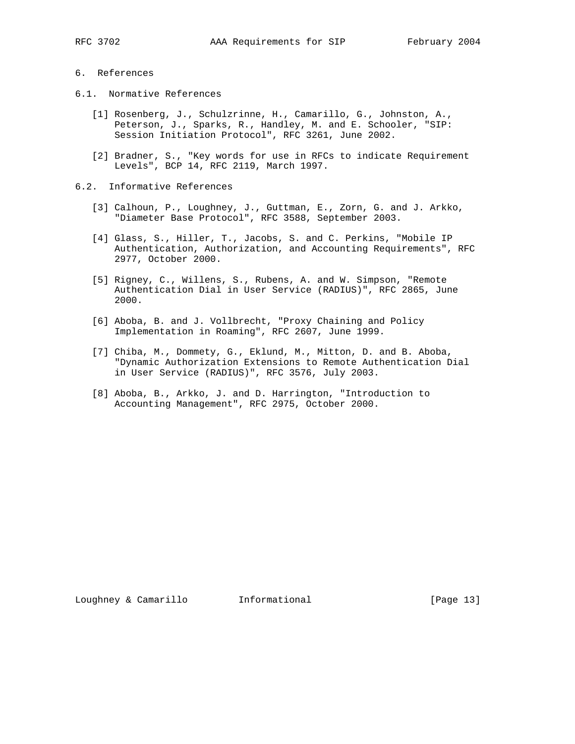# 6. References

## 6.1. Normative References

[1] Rosenberg, J., Schulzrinne, H., Camarillo, G., Johnston, A., Peterson, J., Sparks, R., Handley, M. and E. Schooler, "SIP: Session Initiation Protocol", RFC 3261, June 2002.

[2] Bradner, S., "Key words for use in RFCs to indicate Requirement Levels", BCP 14, RFC 2119, March 1997.

## 6.2. Informative References

[3] Calhoun, P., Loughney, J., Guttman, E., Zorn, G. and J. Arkko, "Diameter Base Protocol", RFC 3588, September 2003.

[4] Glass, S., Hiller, T., Jacobs, S. and C. Perkins, "Mobile IP Authentication, Authorization, and Accounting Requirements", RFC 2977, October 2000.

[5] Rigney, C., Willens, S., Rubens, A. and W. Simpson, "Remote Authentication Dial in User Service (RADIUS)", RFC 2865, June 2000.

[6] Aboba, B. and J. Vollbrecht, "Proxy Chaining and Policy Implementation in Roaming", RFC 2607, June 1999.

[7] Chiba, M., Dommety, G., Eklund, M., Mitton, D. and B. Aboba, "Dynamic Authorization Extensions to Remote Authentication Dial in User Service (RADIUS)", RFC 3576, July 2003.

[8] Aboba, B., Arkko, J. and D. Harrington, "Introduction to Accounting Management", RFC 2975, October 2000.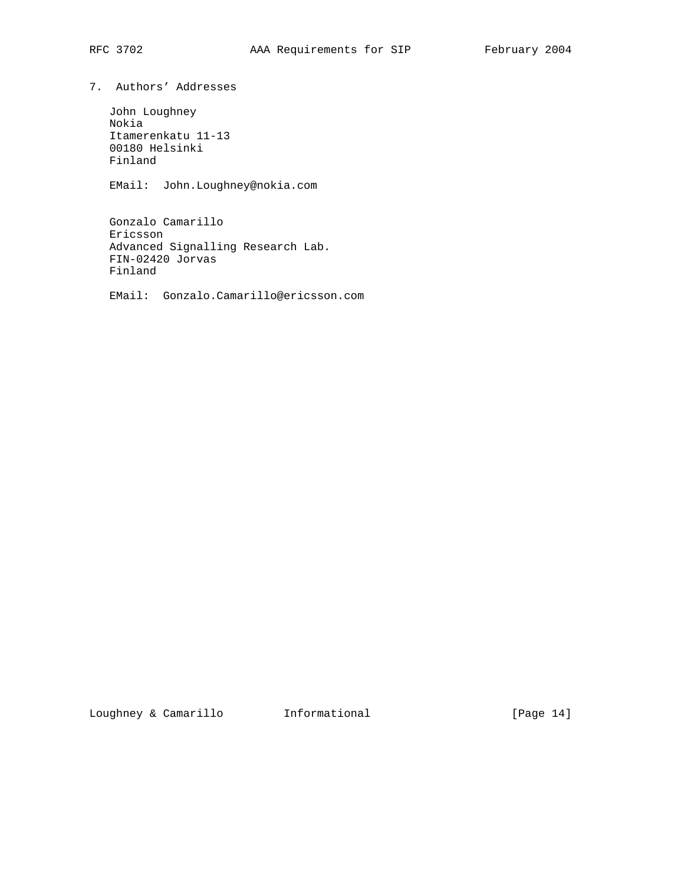## 7. Authors' Addresses

John Loughney
Nokia
Itamerenkatu 11-13
00180 Helsinki
Finland

EMail: John.Loughney@nokia.com

Gonzalo Camarillo
Ericsson
Advanced Signalling Research Lab.
FIN-02420 Jorvas
Finland

EMail: Gonzalo.Camarillo@ericsson.com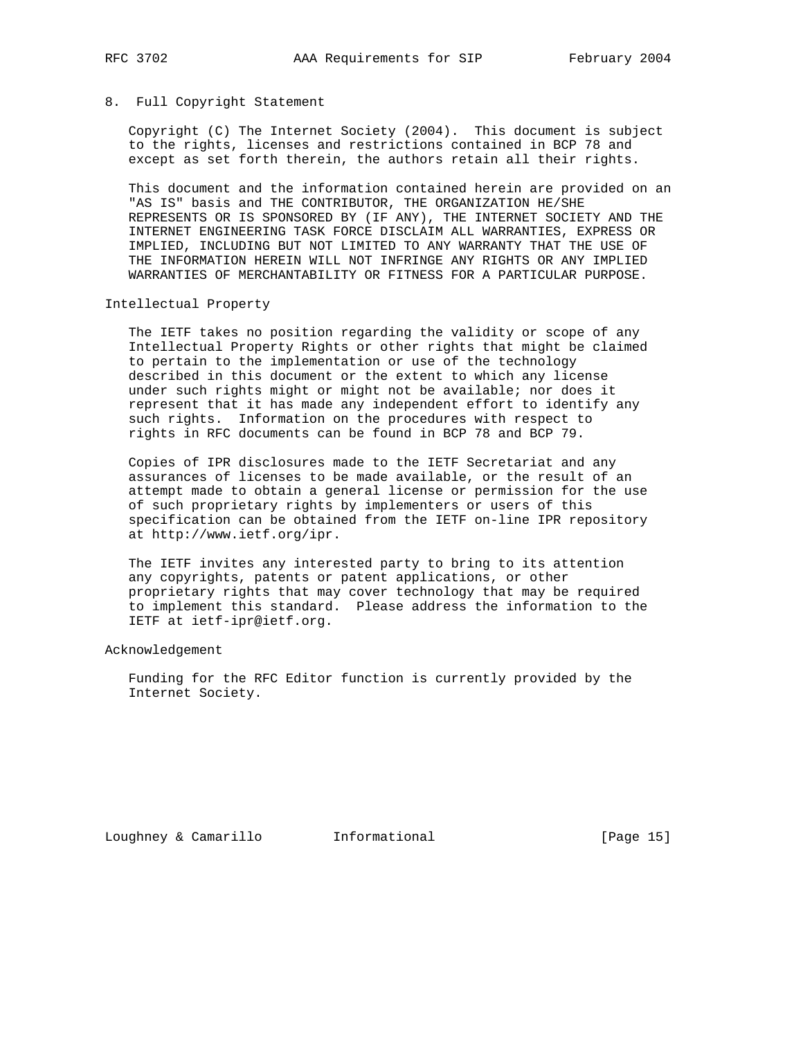## 8. Full Copyright Statement

Copyright (C) The Internet Society (2004). This document is subject to the rights, licenses and restrictions contained in BCP 78 and except as set forth therein, the authors retain all their rights.

This document and the information contained herein are provided on an "AS IS" basis and THE CONTRIBUTOR, THE ORGANIZATION HE/SHE REPRESENTS OR IS SPONSORED BY (IF ANY), THE INTERNET SOCIETY AND THE INTERNET ENGINEERING TASK FORCE DISCLAIM ALL WARRANTIES, EXPRESS OR IMPLIED, INCLUDING BUT NOT LIMITED TO ANY WARRANTY THAT THE USE OF THE INFORMATION HEREIN WILL NOT INFRINGE ANY RIGHTS OR ANY IMPLIED WARRANTIES OF MERCHANTABILITY OR FITNESS FOR A PARTICULAR PURPOSE.

### Intellectual Property

The IETF takes no position regarding the validity or scope of any Intellectual Property Rights or other rights that might be claimed to pertain to the implementation or use of the technology described in this document or the extent to which any license under such rights might or might not be available; nor does it represent that it has made any independent effort to identify any such rights. Information on the procedures with respect to rights in RFC documents can be found in BCP 78 and BCP 79.

Copies of IPR disclosures made to the IETF Secretariat and any assurances of licenses to be made available, or the result of an attempt made to obtain a general license or permission for the use of such proprietary rights by implementers or users of this specification can be obtained from the IETF on-line IPR repository at http://www.ietf.org/ipr.

The IETF invites any interested party to bring to its attention any copyrights, patents or patent applications, or other proprietary rights that may cover technology that may be required to implement this standard. Please address the information to the IETF at ietf-ipr@ietf.org.

### Acknowledgement

Funding for the RFC Editor function is currently provided by the Internet Society.